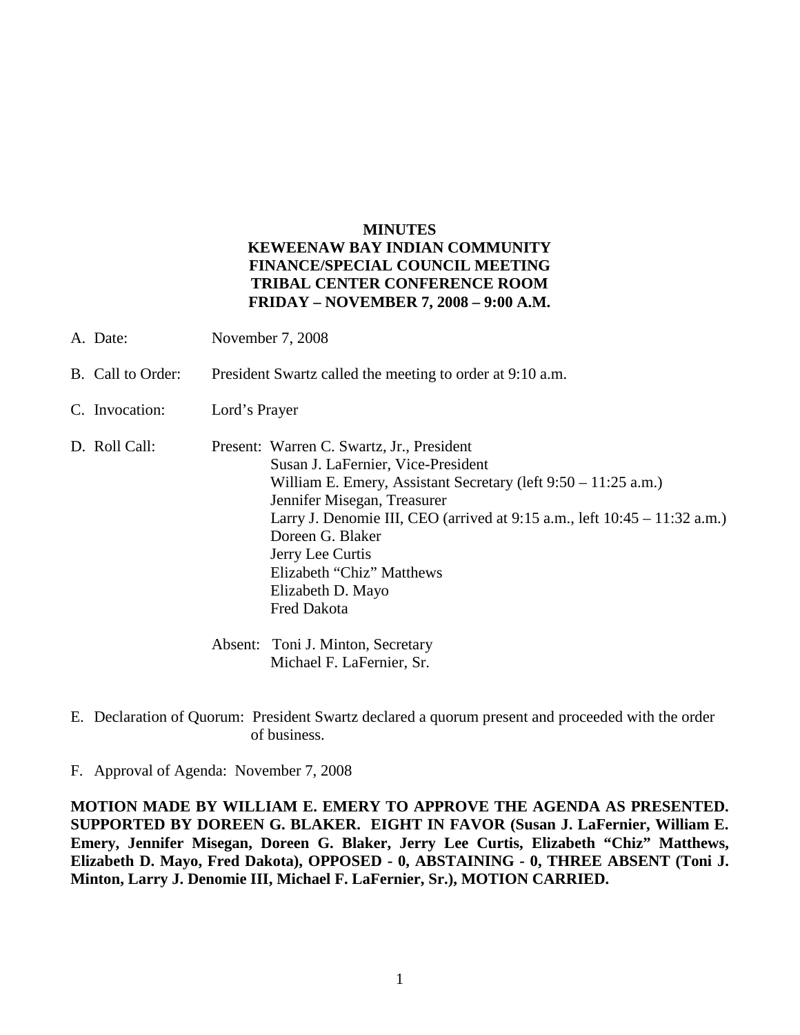**MINUTES**
**KEWEENAW BAY INDIAN COMMUNITY**
**FINANCE/SPECIAL COUNCIL MEETING**
**TRIBAL CENTER CONFERENCE ROOM**
**FRIDAY – NOVEMBER 7, 2008 – 9:00 A.M.**

A. Date: November 7, 2008

B. Call to Order: President Swartz called the meeting to order at 9:10 a.m.

C. Invocation: Lord's Prayer

D. Roll Call: Present: Warren C. Swartz, Jr., President
Susan J. LaFernier, Vice-President
William E. Emery, Assistant Secretary (left 9:50 – 11:25 a.m.)
Jennifer Misegan, Treasurer
Larry J. Denomie III, CEO (arrived at 9:15 a.m., left 10:45 – 11:32 a.m.)
Doreen G. Blaker
Jerry Lee Curtis
Elizabeth "Chiz" Matthews
Elizabeth D. Mayo
Fred Dakota

Absent: Toni J. Minton, Secretary
Michael F. LaFernier, Sr.

E. Declaration of Quorum: President Swartz declared a quorum present and proceeded with the order of business.

F. Approval of Agenda: November 7, 2008

**MOTION MADE BY WILLIAM E. EMERY TO APPROVE THE AGENDA AS PRESENTED. SUPPORTED BY DOREEN G. BLAKER. EIGHT IN FAVOR (Susan J. LaFernier, William E. Emery, Jennifer Misegan, Doreen G. Blaker, Jerry Lee Curtis, Elizabeth "Chiz" Matthews, Elizabeth D. Mayo, Fred Dakota), OPPOSED - 0, ABSTAINING - 0, THREE ABSENT (Toni J. Minton, Larry J. Denomie III, Michael F. LaFernier, Sr.), MOTION CARRIED.**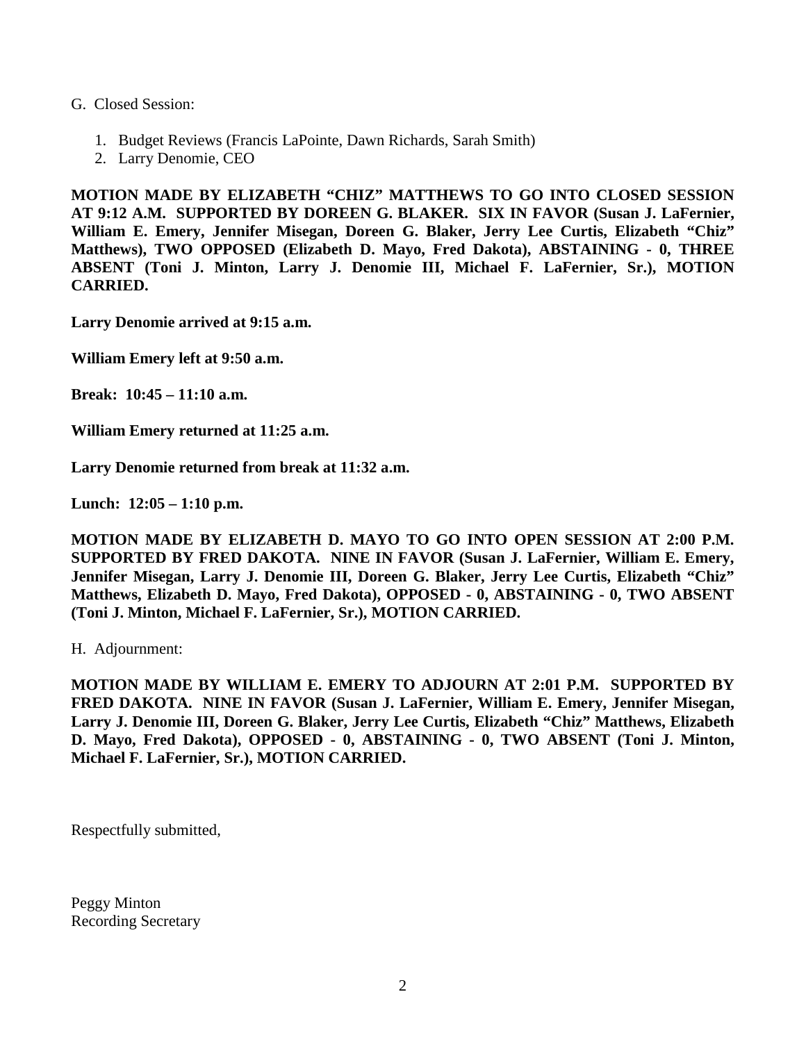G. Closed Session:

1. Budget Reviews (Francis LaPointe, Dawn Richards, Sarah Smith)
2. Larry Denomie, CEO

**MOTION MADE BY ELIZABETH "CHIZ" MATTHEWS TO GO INTO CLOSED SESSION AT 9:12 A.M. SUPPORTED BY DOREEN G. BLAKER. SIX IN FAVOR (Susan J. LaFernier, William E. Emery, Jennifer Misegan, Doreen G. Blaker, Jerry Lee Curtis, Elizabeth "Chiz" Matthews), TWO OPPOSED (Elizabeth D. Mayo, Fred Dakota), ABSTAINING - 0, THREE ABSENT (Toni J. Minton, Larry J. Denomie III, Michael F. LaFernier, Sr.), MOTION CARRIED.**

**Larry Denomie arrived at 9:15 a.m.**

**William Emery left at 9:50 a.m.**

**Break: 10:45 – 11:10 a.m.**

**William Emery returned at 11:25 a.m.**

**Larry Denomie returned from break at 11:32 a.m.**

**Lunch: 12:05 – 1:10 p.m.**

**MOTION MADE BY ELIZABETH D. MAYO TO GO INTO OPEN SESSION AT 2:00 P.M. SUPPORTED BY FRED DAKOTA. NINE IN FAVOR (Susan J. LaFernier, William E. Emery, Jennifer Misegan, Larry J. Denomie III, Doreen G. Blaker, Jerry Lee Curtis, Elizabeth "Chiz" Matthews, Elizabeth D. Mayo, Fred Dakota), OPPOSED - 0, ABSTAINING - 0, TWO ABSENT (Toni J. Minton, Michael F. LaFernier, Sr.), MOTION CARRIED.**

H. Adjournment:

**MOTION MADE BY WILLIAM E. EMERY TO ADJOURN AT 2:01 P.M. SUPPORTED BY FRED DAKOTA. NINE IN FAVOR (Susan J. LaFernier, William E. Emery, Jennifer Misegan, Larry J. Denomie III, Doreen G. Blaker, Jerry Lee Curtis, Elizabeth "Chiz" Matthews, Elizabeth D. Mayo, Fred Dakota), OPPOSED - 0, ABSTAINING - 0, TWO ABSENT (Toni J. Minton, Michael F. LaFernier, Sr.), MOTION CARRIED.**

Respectfully submitted,

Peggy Minton
Recording Secretary